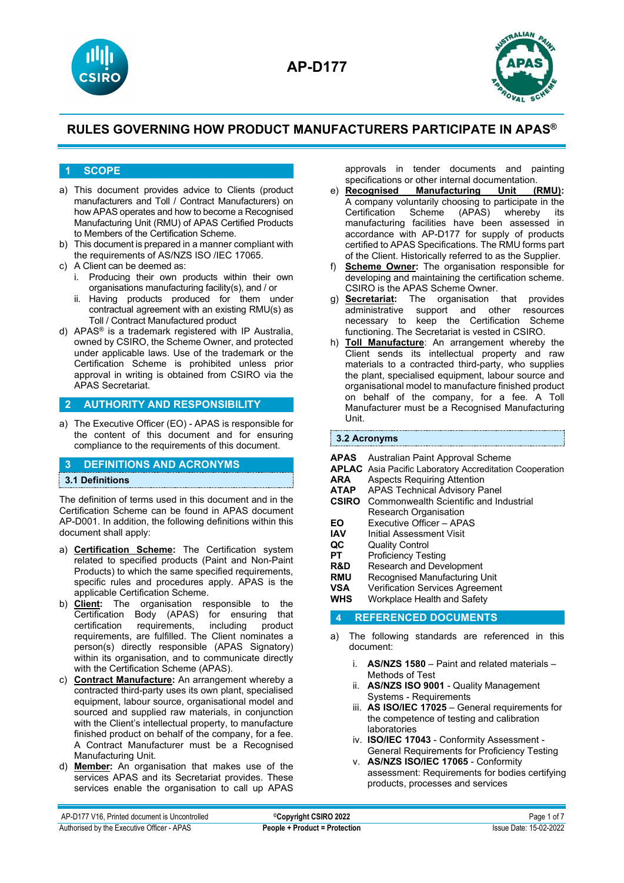# AP-D177

## RULES GOVERNING HOW PRODUCT MANUFACTURERS PARTICIPATE IN APAS®

## 1 SCOPE

a) This document provides advice to Clients (product manufacturers and Toll / Contract Manufacturers) on how APAS operates and how to become a Recognised Manufacturing Unit (RMU) of APAS Certified Products to Members of the Certification Scheme.

b) This document is prepared in a manner compliant with the requirements of AS/NZS ISO /IEC 17065.

c) A Client can be deemed as:
   i. Producing their own products within their own organisations manufacturing facility(s), and / or
   ii. Having products produced for them under contractual agreement with an existing RMU(s) as Toll / Contract Manufactured product

d) APAS® is a trademark registered with IP Australia, owned by CSIRO, the Scheme Owner, and protected under applicable laws. Use of the trademark or the Certification Scheme is prohibited unless prior approval in writing is obtained from CSIRO via the APAS Secretariat.

## 2 AUTHORITY AND RESPONSIBILITY

a) The Executive Officer (EO) - APAS is responsible for the content of this document and for ensuring compliance to the requirements of this document.

## 3 DEFINITIONS AND ACRONYMS

### 3.1 Definitions

The definition of terms used in this document and in the Certification Scheme can be found in APAS document AP-D001. In addition, the following definitions within this document shall apply:

a) **Certification Scheme:** The Certification system related to specified products (Paint and Non-Paint Products) to which the same specified requirements, specific rules and procedures apply. APAS is the applicable Certification Scheme.

b) **Client:** The organisation responsible to the Certification Body (APAS) for ensuring that certification requirements, including product requirements, are fulfilled. The Client nominates a person(s) directly responsible (APAS Signatory) within its organisation, and to communicate directly with the Certification Scheme (APAS).

c) **Contract Manufacture:** An arrangement whereby a contracted third-party uses its own plant, specialised equipment, labour source, organisational model and sourced and supplied raw materials, in conjunction with the Client's intellectual property, to manufacture finished product on behalf of the company, for a fee. A Contract Manufacturer must be a Recognised Manufacturing Unit.

d) **Member:** An organisation that makes use of the services APAS and its Secretariat provides. These services enable the organisation to call up APAS approvals in tender documents and painting specifications or other internal documentation.

e) **Recognised Manufacturing Unit (RMU):** A company voluntarily choosing to participate in the Certification Scheme (APAS) whereby its manufacturing facilities have been assessed in accordance with AP-D177 for supply of products certified to APAS Specifications. The RMU forms part of the Client. Historically referred to as the Supplier.

f) **Scheme Owner:** The organisation responsible for developing and maintaining the certification scheme. CSIRO is the APAS Scheme Owner.

g) **Secretariat:** The organisation that provides administrative support and other resources necessary to keep the Certification Scheme functioning. The Secretariat is vested in CSIRO.

h) **Toll Manufacture:** An arrangement whereby the Client sends its intellectual property and raw materials to a contracted third-party, who supplies the plant, specialised equipment, labour source and organisational model to manufacture finished product on behalf of the company, for a fee. A Toll Manufacturer must be a Recognised Manufacturing Unit.

### 3.2 Acronyms

| | |
|---|---|
| **APAS** | Australian Paint Approval Scheme |
| **APLAC** | Asia Pacific Laboratory Accreditation Cooperation |
| **ARA** | Aspects Requiring Attention |
| **ATAP** | APAS Technical Advisory Panel |
| **CSIRO** | Commonwealth Scientific and Industrial Research Organisation |
| **EO** | Executive Officer – APAS |
| **IAV** | Initial Assessment Visit |
| **QC** | Quality Control |
| **PT** | Proficiency Testing |
| **R&D** | Research and Development |
| **RMU** | Recognised Manufacturing Unit |
| **VSA** | Verification Services Agreement |
| **WHS** | Workplace Health and Safety |

## 4 REFERENCED DOCUMENTS

a) The following standards are referenced in this document:
   i. **AS/NZS 1580** – Paint and related materials – Methods of Test
   ii. **AS/NZS ISO 9001** - Quality Management Systems - Requirements
   iii. **AS ISO/IEC 17025** – General requirements for the competence of testing and calibration laboratories
   iv. **ISO/IEC 17043** - Conformity Assessment - General Requirements for Proficiency Testing
   v. **AS/NZS ISO/IEC 17065** - Conformity assessment: Requirements for bodies certifying products, processes and services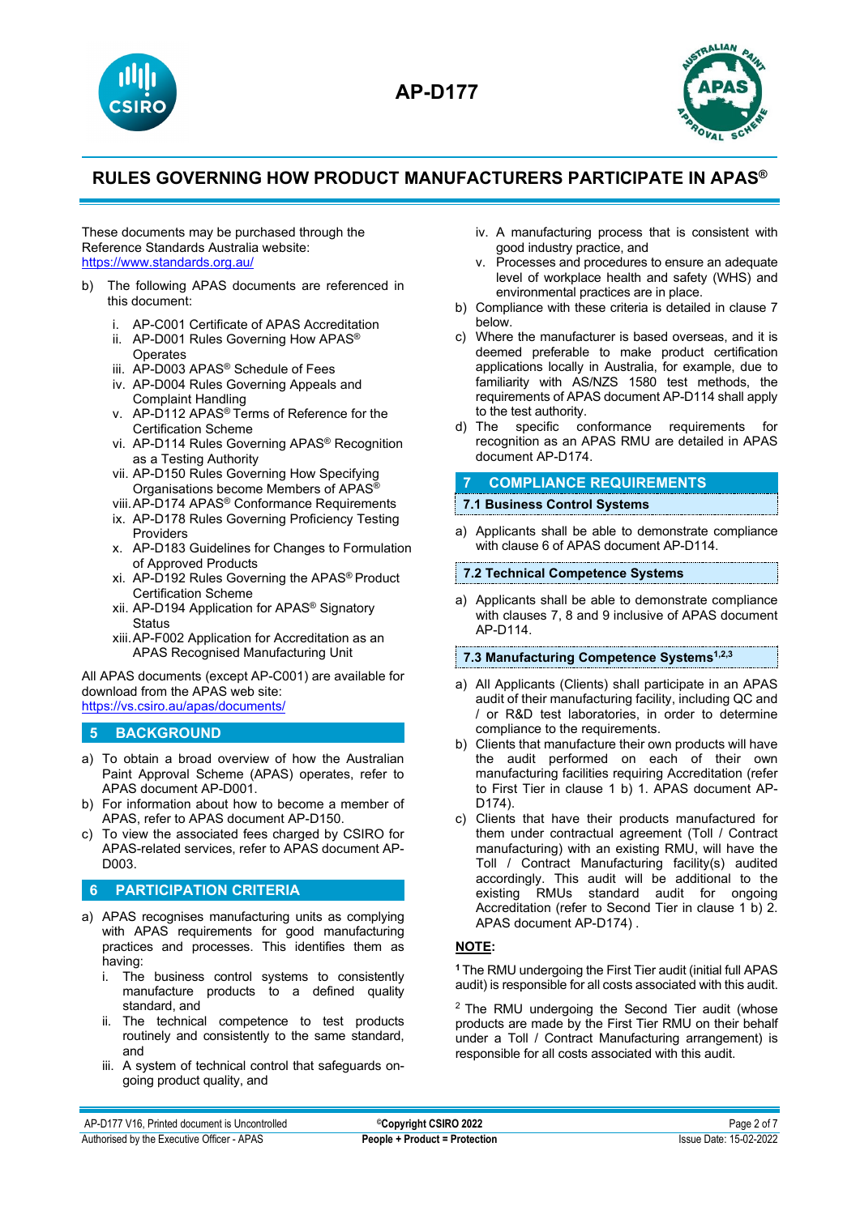These documents may be purchased through the Reference Standards Australia website: https://www.standards.org.au/

b) The following APAS documents are referenced in this document:

   i. AP-C001 Certificate of APAS Accreditation
   ii. AP-D001 Rules Governing How APAS® Operates
   iii. AP-D003 APAS® Schedule of Fees
   iv. AP-D004 Rules Governing Appeals and Complaint Handling
   v. AP-D112 APAS® Terms of Reference for the Certification Scheme
   vi. AP-D114 Rules Governing APAS® Recognition as a Testing Authority
   vii. AP-D150 Rules Governing How Specifying Organisations become Members of APAS®
   viii. AP-D174 APAS® Conformance Requirements
   ix. AP-D178 Rules Governing Proficiency Testing Providers
   x. AP-D183 Guidelines for Changes to Formulation of Approved Products
   xi. AP-D192 Rules Governing the APAS® Product Certification Scheme
   xii. AP-D194 Application for APAS® Signatory Status
   xiii. AP-F002 Application for Accreditation as an APAS Recognised Manufacturing Unit

All APAS documents (except AP-C001) are available for download from the APAS web site: https://vs.csiro.au/apas/documents/

## 5 BACKGROUND

a) To obtain a broad overview of how the Australian Paint Approval Scheme (APAS) operates, refer to APAS document AP-D001.
b) For information about how to become a member of APAS, refer to APAS document AP-D150.
c) To view the associated fees charged by CSIRO for APAS-related services, refer to APAS document AP-D003.

## 6 PARTICIPATION CRITERIA

a) APAS recognises manufacturing units as complying with APAS requirements for good manufacturing practices and processes. This identifies them as having:
   i. The business control systems to consistently manufacture products to a defined quality standard, and
   ii. The technical competence to test products routinely and consistently to the same standard, and
   iii. A system of technical control that safeguards on-going product quality, and
   iv. A manufacturing process that is consistent with good industry practice, and
   v. Processes and procedures to ensure an adequate level of workplace health and safety (WHS) and environmental practices are in place.
b) Compliance with these criteria is detailed in clause 7 below.
c) Where the manufacturer is based overseas, and it is deemed preferable to make product certification applications locally in Australia, for example, due to familiarity with AS/NZS 1580 test methods, the requirements of APAS document AP-D114 shall apply to the test authority.
d) The specific conformance requirements for recognition as an APAS RMU are detailed in APAS document AP-D174.

## 7 COMPLIANCE REQUIREMENTS

### 7.1 Business Control Systems

a) Applicants shall be able to demonstrate compliance with clause 6 of APAS document AP-D114.

### 7.2 Technical Competence Systems

a) Applicants shall be able to demonstrate compliance with clauses 7, 8 and 9 inclusive of APAS document AP-D114.

### 7.3 Manufacturing Competence Systems[1,2,3]

a) All Applicants (Clients) shall participate in an APAS audit of their manufacturing facility, including QC and / or R&D test laboratories, in order to determine compliance to the requirements.
b) Clients that manufacture their own products will have the audit performed on each of their own manufacturing facilities requiring Accreditation (refer to First Tier in clause 1 b) 1. APAS document AP-D174).
c) Clients that have their products manufactured for them under contractual agreement (Toll / Contract manufacturing) with an existing RMU, will have the Toll / Contract Manufacturing facility(s) audited accordingly. This audit will be additional to the existing RMUs standard audit for ongoing Accreditation (refer to Second Tier in clause 1 b) 2. APAS document AP-D174) .

**NOTE:**

[1] The RMU undergoing the First Tier audit (initial full APAS audit) is responsible for all costs associated with this audit.

[2] The RMU undergoing the Second Tier audit (whose products are made by the First Tier RMU on their behalf under a Toll / Contract Manufacturing arrangement) is responsible for all costs associated with this audit.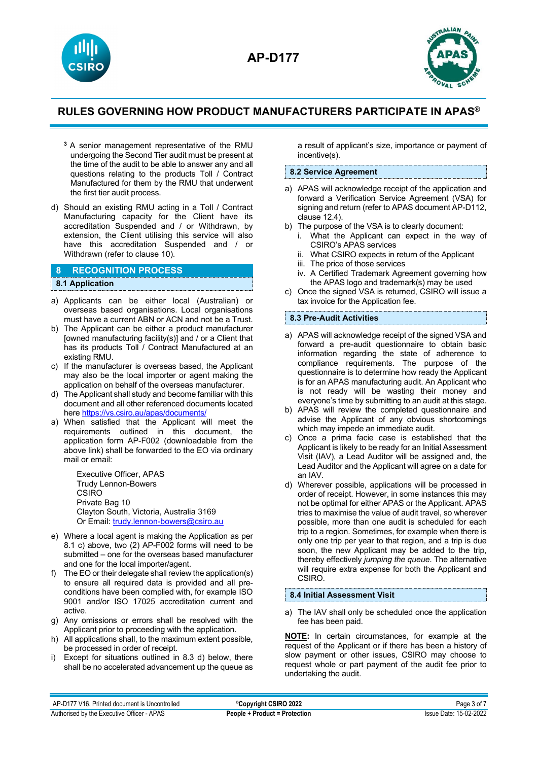[3] A senior management representative of the RMU undergoing the Second Tier audit must be present at the time of the audit to be able to answer any and all questions relating to the products Toll / Contract Manufactured for them by the RMU that underwent the first tier audit process.

d) Should an existing RMU acting in a Toll / Contract Manufacturing capacity for the Client have its accreditation Suspended and / or Withdrawn, by extension, the Client utilising this service will also have this accreditation Suspended and / or Withdrawn (refer to clause 10).

## 8 RECOGNITION PROCESS

### 8.1 Application

a) Applicants can be either local (Australian) or overseas based organisations. Local organisations must have a current ABN or ACN and not be a Trust.
b) The Applicant can be either a product manufacturer [owned manufacturing facility(s)] and / or a Client that has its products Toll / Contract Manufactured at an existing RMU.
c) If the manufacturer is overseas based, the Applicant may also be the local importer or agent making the application on behalf of the overseas manufacturer.
d) The Applicant shall study and become familiar with this document and all other referenced documents located here https://vs.csiro.au/apas/documents/
a) When satisfied that the Applicant will meet the requirements outlined in this document, the application form AP-F002 (downloadable from the above link) shall be forwarded to the EO via ordinary mail or email:

   Executive Officer, APAS
   Trudy Lennon-Bowers
   CSIRO
   Private Bag 10
   Clayton South, Victoria, Australia 3169
   Or Email: trudy.lennon-bowers@csiro.au

e) Where a local agent is making the Application as per 8.1 c) above, two (2) AP-F002 forms will need to be submitted – one for the overseas based manufacturer and one for the local importer/agent.
f) The EO or their delegate shall review the application(s) to ensure all required data is provided and all pre-conditions have been complied with, for example ISO 9001 and/or ISO 17025 accreditation current and active.
g) Any omissions or errors shall be resolved with the Applicant prior to proceeding with the application.
h) All applications shall, to the maximum extent possible, be processed in order of receipt.
i) Except for situations outlined in 8.3 d) below, there shall be no accelerated advancement up the queue as a result of applicant's size, importance or payment of incentive(s).

### 8.2 Service Agreement

a) APAS will acknowledge receipt of the application and forward a Verification Service Agreement (VSA) for signing and return (refer to APAS document AP-D112, clause 12.4).
b) The purpose of the VSA is to clearly document:
   i. What the Applicant can expect in the way of CSIRO's APAS services
   ii. What CSIRO expects in return of the Applicant
   iii. The price of those services
   iv. A Certified Trademark Agreement governing how the APAS logo and trademark(s) may be used
c) Once the signed VSA is returned, CSIRO will issue a tax invoice for the Application fee.

### 8.3 Pre-Audit Activities

a) APAS will acknowledge receipt of the signed VSA and forward a pre-audit questionnaire to obtain basic information regarding the state of adherence to compliance requirements. The purpose of the questionnaire is to determine how ready the Applicant is for an APAS manufacturing audit. An Applicant who is not ready will be wasting their money and everyone's time by submitting to an audit at this stage.
b) APAS will review the completed questionnaire and advise the Applicant of any obvious shortcomings which may impede an immediate audit.
c) Once a prima facie case is established that the Applicant is likely to be ready for an Initial Assessment Visit (IAV), a Lead Auditor will be assigned and, the Lead Auditor and the Applicant will agree on a date for an IAV.
d) Wherever possible, applications will be processed in order of receipt. However, in some instances this may not be optimal for either APAS or the Applicant. APAS tries to maximise the value of audit travel, so wherever possible, more than one audit is scheduled for each trip to a region. Sometimes, for example when there is only one trip per year to that region, and a trip is due soon, the new Applicant may be added to the trip, thereby effectively *jumping the queue*. The alternative will require extra expense for both the Applicant and CSIRO.

### 8.4 Initial Assessment Visit

a) The IAV shall only be scheduled once the application fee has been paid.

**NOTE:** In certain circumstances, for example at the request of the Applicant or if there has been a history of slow payment or other issues, CSIRO may choose to request whole or part payment of the audit fee prior to undertaking the audit.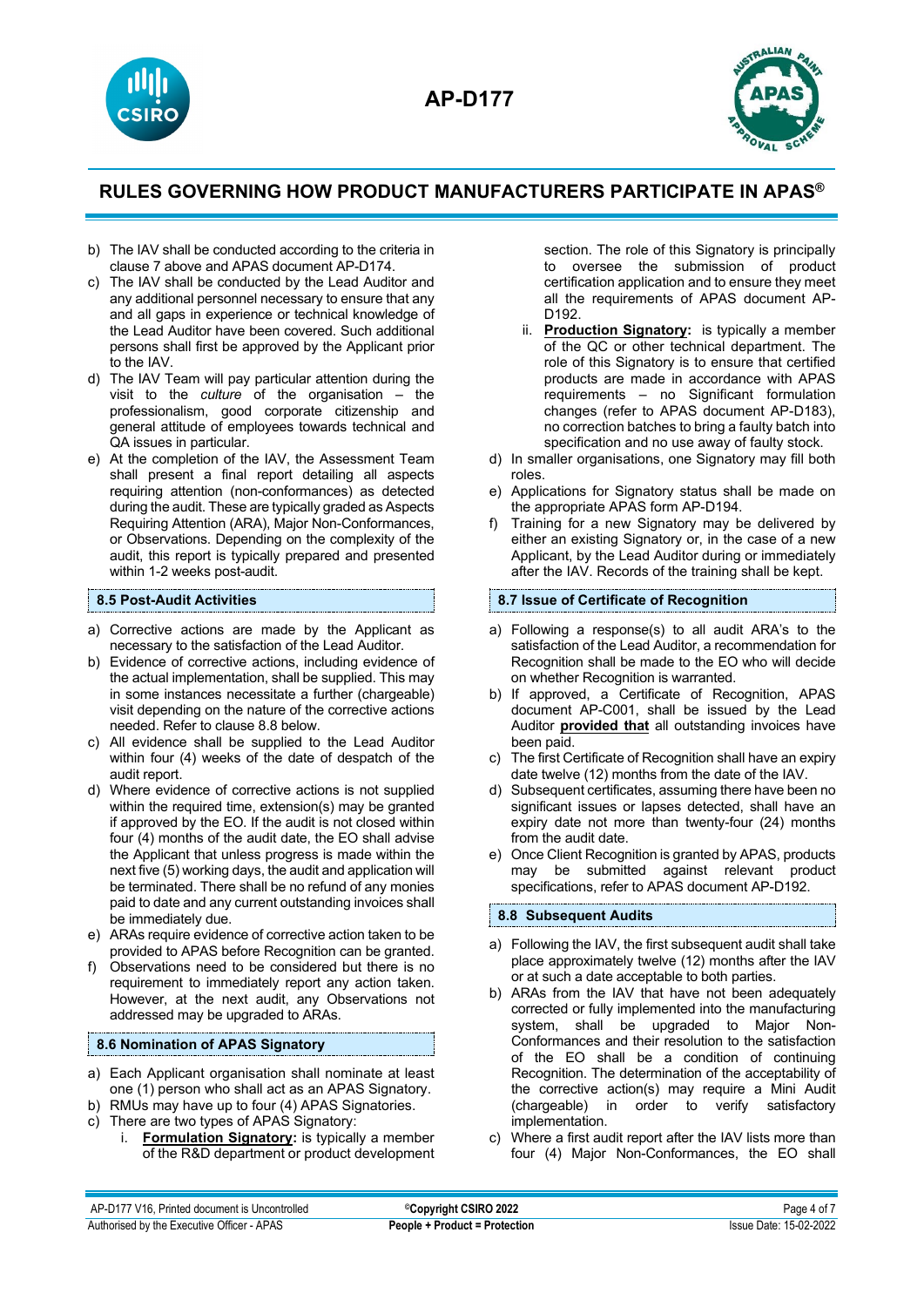b) The IAV shall be conducted according to the criteria in clause 7 above and APAS document AP-D174.
c) The IAV shall be conducted by the Lead Auditor and any additional personnel necessary to ensure that any and all gaps in experience or technical knowledge of the Lead Auditor have been covered. Such additional persons shall first be approved by the Applicant prior to the IAV.
d) The IAV Team will pay particular attention during the visit to the *culture* of the organisation – the professionalism, good corporate citizenship and general attitude of employees towards technical and QA issues in particular.
e) At the completion of the IAV, the Assessment Team shall present a final report detailing all aspects requiring attention (non-conformances) as detected during the audit. These are typically graded as Aspects Requiring Attention (ARA), Major Non-Conformances, or Observations. Depending on the complexity of the audit, this report is typically prepared and presented within 1-2 weeks post-audit.

### 8.5 Post-Audit Activities

a) Corrective actions are made by the Applicant as necessary to the satisfaction of the Lead Auditor.
b) Evidence of corrective actions, including evidence of the actual implementation, shall be supplied. This may in some instances necessitate a further (chargeable) visit depending on the nature of the corrective actions needed. Refer to clause 8.8 below.
c) All evidence shall be supplied to the Lead Auditor within four (4) weeks of the date of despatch of the audit report.
d) Where evidence of corrective actions is not supplied within the required time, extension(s) may be granted if approved by the EO. If the audit is not closed within four (4) months of the audit date, the EO shall advise the Applicant that unless progress is made within the next five (5) working days, the audit and application will be terminated. There shall be no refund of any monies paid to date and any current outstanding invoices shall be immediately due.
e) ARAs require evidence of corrective action taken to be provided to APAS before Recognition can be granted.
f) Observations need to be considered but there is no requirement to immediately report any action taken. However, at the next audit, any Observations not addressed may be upgraded to ARAs.

### 8.6 Nomination of APAS Signatory

a) Each Applicant organisation shall nominate at least one (1) person who shall act as an APAS Signatory.
b) RMUs may have up to four (4) APAS Signatories.
c) There are two types of APAS Signatory:
   i. **Formulation Signatory:** is typically a member of the R&D department or product development section. The role of this Signatory is principally to oversee the submission of product certification application and to ensure they meet all the requirements of APAS document AP-D192.
   ii. **Production Signatory:** is typically a member of the QC or other technical department. The role of this Signatory is to ensure that certified products are made in accordance with APAS requirements – no Significant formulation changes (refer to APAS document AP-D183), no correction batches to bring a faulty batch into specification and no use away of faulty stock.
d) In smaller organisations, one Signatory may fill both roles.
e) Applications for Signatory status shall be made on the appropriate APAS form AP-D194.
f) Training for a new Signatory may be delivered by either an existing Signatory or, in the case of a new Applicant, by the Lead Auditor during or immediately after the IAV. Records of the training shall be kept.

### 8.7 Issue of Certificate of Recognition

a) Following a response(s) to all audit ARA's to the satisfaction of the Lead Auditor, a recommendation for Recognition shall be made to the EO who will decide on whether Recognition is warranted.
b) If approved, a Certificate of Recognition, APAS document AP-C001, shall be issued by the Lead Auditor **provided that** all outstanding invoices have been paid.
c) The first Certificate of Recognition shall have an expiry date twelve (12) months from the date of the IAV.
d) Subsequent certificates, assuming there have been no significant issues or lapses detected, shall have an expiry date not more than twenty-four (24) months from the audit date.
e) Once Client Recognition is granted by APAS, products may be submitted against relevant product specifications, refer to APAS document AP-D192.

### 8.8 Subsequent Audits

a) Following the IAV, the first subsequent audit shall take place approximately twelve (12) months after the IAV or at such a date acceptable to both parties.
b) ARAs from the IAV that have not been adequately corrected or fully implemented into the manufacturing system, shall be upgraded to Major Non-Conformances and their resolution to the satisfaction of the EO shall be a condition of continuing Recognition. The determination of the acceptability of the corrective action(s) may require a Mini Audit (chargeable) in order to verify satisfactory implementation.
c) Where a first audit report after the IAV lists more than four (4) Major Non-Conformances, the EO shall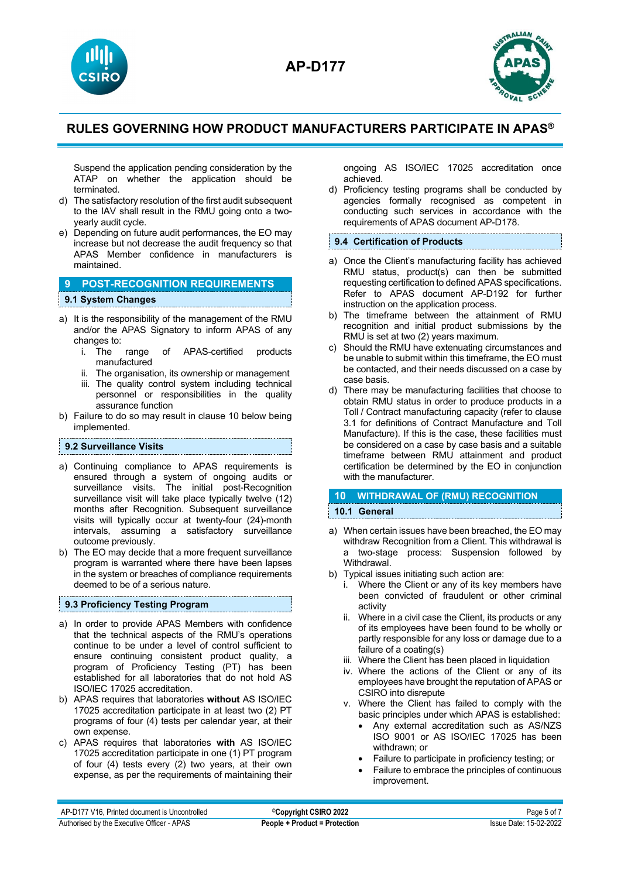Suspend the application pending consideration by the ATAP on whether the application should be terminated.

d) The satisfactory resolution of the first audit subsequent to the IAV shall result in the RMU going onto a two-yearly audit cycle.
e) Depending on future audit performances, the EO may increase but not decrease the audit frequency so that APAS Member confidence in manufacturers is maintained.

## 9 POST-RECOGNITION REQUIREMENTS

### 9.1 System Changes

a) It is the responsibility of the management of the RMU and/or the APAS Signatory to inform APAS of any changes to:
   i. The range of APAS-certified products manufactured
   ii. The organisation, its ownership or management
   iii. The quality control system including technical personnel or responsibilities in the quality assurance function
b) Failure to do so may result in clause 10 below being implemented.

### 9.2 Surveillance Visits

a) Continuing compliance to APAS requirements is ensured through a system of ongoing audits or surveillance visits. The initial post-Recognition surveillance visit will take place typically twelve (12) months after Recognition. Subsequent surveillance visits will typically occur at twenty-four (24)-month intervals, assuming a satisfactory surveillance outcome previously.
b) The EO may decide that a more frequent surveillance program is warranted where there have been lapses in the system or breaches of compliance requirements deemed to be of a serious nature.

### 9.3 Proficiency Testing Program

a) In order to provide APAS Members with confidence that the technical aspects of the RMU's operations continue to be under a level of control sufficient to ensure continuing consistent product quality, a program of Proficiency Testing (PT) has been established for all laboratories that do not hold AS ISO/IEC 17025 accreditation.
b) APAS requires that laboratories **without** AS ISO/IEC 17025 accreditation participate in at least two (2) PT programs of four (4) tests per calendar year, at their own expense.
c) APAS requires that laboratories **with** AS ISO/IEC 17025 accreditation participate in one (1) PT program of four (4) tests every (2) two years, at their own expense, as per the requirements of maintaining their ongoing AS ISO/IEC 17025 accreditation once achieved.
d) Proficiency testing programs shall be conducted by agencies formally recognised as competent in conducting such services in accordance with the requirements of APAS document AP-D178.

### 9.4 Certification of Products

a) Once the Client's manufacturing facility has achieved RMU status, product(s) can then be submitted requesting certification to defined APAS specifications. Refer to APAS document AP-D192 for further instruction on the application process.
b) The timeframe between the attainment of RMU recognition and initial product submissions by the RMU is set at two (2) years maximum.
c) Should the RMU have extenuating circumstances and be unable to submit within this timeframe, the EO must be contacted, and their needs discussed on a case by case basis.
d) There may be manufacturing facilities that choose to obtain RMU status in order to produce products in a Toll / Contract manufacturing capacity (refer to clause 3.1 for definitions of Contract Manufacture and Toll Manufacture). If this is the case, these facilities must be considered on a case by case basis and a suitable timeframe between RMU attainment and product certification be determined by the EO in conjunction with the manufacturer.

## 10 WITHDRAWAL OF (RMU) RECOGNITION

### 10.1 General

a) When certain issues have been breached, the EO may withdraw Recognition from a Client. This withdrawal is a two-stage process: Suspension followed by Withdrawal.
b) Typical issues initiating such action are:
   i. Where the Client or any of its key members have been convicted of fraudulent or other criminal activity
   ii. Where in a civil case the Client, its products or any of its employees have been found to be wholly or partly responsible for any loss or damage due to a failure of a coating(s)
   iii. Where the Client has been placed in liquidation
   iv. Where the actions of the Client or any of its employees have brought the reputation of APAS or CSIRO into disrepute
   v. Where the Client has failed to comply with the basic principles under which APAS is established:
      - Any external accreditation such as AS/NZS ISO 9001 or AS ISO/IEC 17025 has been withdrawn; or
      - Failure to participate in proficiency testing; or
      - Failure to embrace the principles of continuous improvement.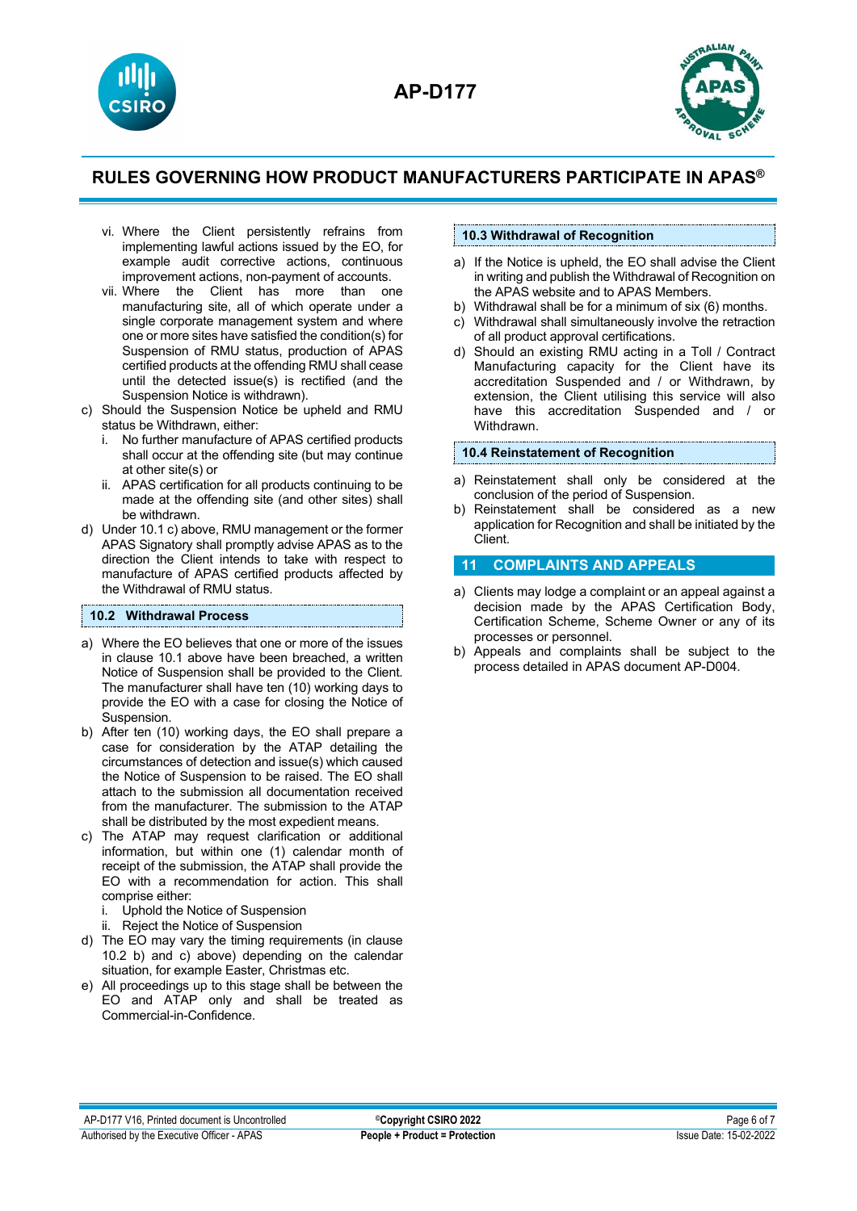vi. Where the Client persistently refrains from implementing lawful actions issued by the EO, for example audit corrective actions, continuous improvement actions, non-payment of accounts.

vii. Where the Client has more than one manufacturing site, all of which operate under a single corporate management system and where one or more sites have satisfied the condition(s) for Suspension of RMU status, production of APAS certified products at the offending RMU shall cease until the detected issue(s) is rectified (and the Suspension Notice is withdrawn).

c) Should the Suspension Notice be upheld and RMU status be Withdrawn, either:
   i. No further manufacture of APAS certified products shall occur at the offending site (but may continue at other site(s) or
   ii. APAS certification for all products continuing to be made at the offending site (and other sites) shall be withdrawn.

d) Under 10.1 c) above, RMU management or the former APAS Signatory shall promptly advise APAS as to the direction the Client intends to take with respect to manufacture of APAS certified products affected by the Withdrawal of RMU status.

### 10.2 Withdrawal Process

a) Where the EO believes that one or more of the issues in clause 10.1 above have been breached, a written Notice of Suspension shall be provided to the Client. The manufacturer shall have ten (10) working days to provide the EO with a case for closing the Notice of Suspension.

b) After ten (10) working days, the EO shall prepare a case for consideration by the ATAP detailing the circumstances of detection and issue(s) which caused the Notice of Suspension to be raised. The EO shall attach to the submission all documentation received from the manufacturer. The submission to the ATAP shall be distributed by the most expedient means.

c) The ATAP may request clarification or additional information, but within one (1) calendar month of receipt of the submission, the ATAP shall provide the EO with a recommendation for action. This shall comprise either:
   i. Uphold the Notice of Suspension
   ii. Reject the Notice of Suspension

d) The EO may vary the timing requirements (in clause 10.2 b) and c) above) depending on the calendar situation, for example Easter, Christmas etc.

e) All proceedings up to this stage shall be between the EO and ATAP only and shall be treated as Commercial-in-Confidence.

### 10.3 Withdrawal of Recognition

a) If the Notice is upheld, the EO shall advise the Client in writing and publish the Withdrawal of Recognition on the APAS website and to APAS Members.

b) Withdrawal shall be for a minimum of six (6) months.

c) Withdrawal shall simultaneously involve the retraction of all product approval certifications.

d) Should an existing RMU acting in a Toll / Contract Manufacturing capacity for the Client have its accreditation Suspended and / or Withdrawn, by extension, the Client utilising this service will also have this accreditation Suspended and / or Withdrawn.

### 10.4 Reinstatement of Recognition

a) Reinstatement shall only be considered at the conclusion of the period of Suspension.

b) Reinstatement shall be considered as a new application for Recognition and shall be initiated by the Client.

## 11 COMPLAINTS AND APPEALS

a) Clients may lodge a complaint or an appeal against a decision made by the APAS Certification Body, Certification Scheme, Scheme Owner or any of its processes or personnel.

b) Appeals and complaints shall be subject to the process detailed in APAS document AP-D004.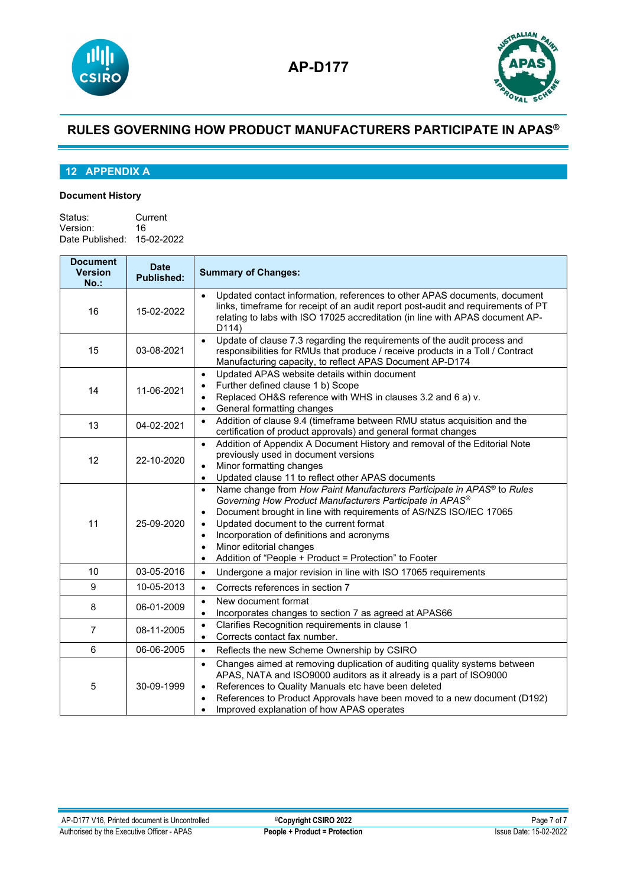# 12 APPENDIX A

**Document History**

Status: Current
Version: 16
Date Published: 15-02-2022

| Document Version No.: | Date Published: | Summary of Changes: |
|---|---|---|
| 16 | 15-02-2022 | • Updated contact information, references to other APAS documents, document links, timeframe for receipt of an audit report post-audit and requirements of PT relating to labs with ISO 17025 accreditation (in line with APAS document AP-D114) |
| 15 | 03-08-2021 | • Update of clause 7.3 regarding the requirements of the audit process and responsibilities for RMUs that produce / receive products in a Toll / Contract Manufacturing capacity, to reflect APAS Document AP-D174 |
| 14 | 11-06-2021 | • Updated APAS website details within document<br>• Further defined clause 1 b) Scope<br>• Replaced OH&S reference with WHS in clauses 3.2 and 6 a) v.<br>• General formatting changes |
| 13 | 04-02-2021 | • Addition of clause 9.4 (timeframe between RMU status acquisition and the certification of product approvals) and general format changes |
| 12 | 22-10-2020 | • Addition of Appendix A Document History and removal of the Editorial Note previously used in document versions<br>• Minor formatting changes<br>• Updated clause 11 to reflect other APAS documents |
| 11 | 25-09-2020 | • Name change from *How Paint Manufacturers Participate in APAS®* to *Rules Governing How Product Manufacturers Participate in APAS®*<br>• Document brought in line with requirements of AS/NZS ISO/IEC 17065<br>• Updated document to the current format<br>• Incorporation of definitions and acronyms<br>• Minor editorial changes<br>• Addition of "People + Product = Protection" to Footer |
| 10 | 03-05-2016 | • Undergone a major revision in line with ISO 17065 requirements |
| 9 | 10-05-2013 | • Corrects references in section 7 |
| 8 | 06-01-2009 | • New document format<br>• Incorporates changes to section 7 as agreed at APAS66 |
| 7 | 08-11-2005 | • Clarifies Recognition requirements in clause 1<br>• Corrects contact fax number. |
| 6 | 06-06-2005 | • Reflects the new Scheme Ownership by CSIRO |
| 5 | 30-09-1999 | • Changes aimed at removing duplication of auditing quality systems between APAS, NATA and ISO9000 auditors as it already is a part of ISO9000<br>• References to Quality Manuals etc have been deleted<br>• References to Product Approvals have been moved to a new document (D192)<br>• Improved explanation of how APAS operates |